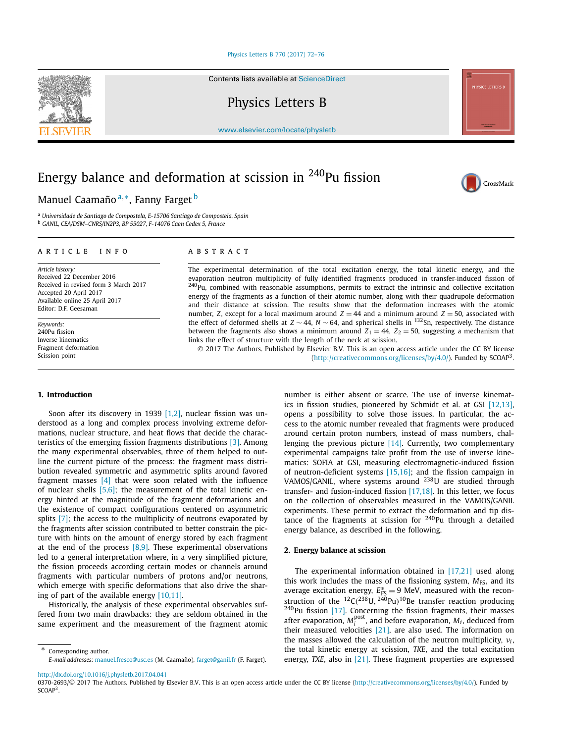# Energy balance and deformation at scission in $^{240}$Pu fission

Manuel Caamaño [a,*], Fanny Farget [b]

[a] *Universidade de Santiago de Compostela, E-15706 Santiago de Compostela, Spain*
[b] *GANIL, CEA/DSM–CNRS/IN2P3, BP 55027, F-14076 Caen Cedex 5, France*

## ARTICLE INFO

*Article history:*
Received 22 December 2016
Received in revised form 3 March 2017
Accepted 20 April 2017
Available online 25 April 2017
Editor: D.F. Geesaman

*Keywords:*
240Pu fission
Inverse kinematics
Fragment deformation
Scission point

## ABSTRACT

The experimental determination of the total excitation energy, the total kinetic energy, and the evaporation neutron multiplicity of fully identified fragments produced in transfer-induced fission of $^{240}$Pu, combined with reasonable assumptions, permits to extract the intrinsic and collective excitation energy of the fragments as a function of their atomic number, along with their quadrupole deformation and their distance at scission. The results show that the deformation increases with the atomic number, $Z$, except for a local maximum around $Z = 44$ and a minimum around $Z = 50$, associated with the effect of deformed shells at $Z \sim 44$, $N \sim 64$, and spherical shells in $^{132}$Sn, respectively. The distance between the fragments also shows a minimum around $Z_1 = 44$, $Z_2 = 50$, suggesting a mechanism that links the effect of structure with the length of the neck at scission.

© 2017 The Authors. Published by Elsevier B.V. This is an open access article under the CC BY license (http://creativecommons.org/licenses/by/4.0/). Funded by SCOAP[3].

## 1. Introduction

Soon after its discovery in 1939 [1,2], nuclear fission was understood as a long and complex process involving extreme deformations, nuclear structure, and heat flows that decide the characteristics of the emerging fission fragments distributions [3]. Among the many experimental observables, three of them helped to outline the current picture of the process: the fragment mass distribution revealed symmetric and asymmetric splits around favored fragment masses [4] that were soon related with the influence of nuclear shells [5,6]; the measurement of the total kinetic energy hinted at the magnitude of the fragment deformations and the existence of compact configurations centered on asymmetric splits [7]; the access to the multiplicity of neutrons evaporated by the fragments after scission contributed to better constrain the picture with hints on the amount of energy stored by each fragment at the end of the process [8,9]. These experimental observations led to a general interpretation where, in a very simplified picture, the fission proceeds according certain modes or channels around fragments with particular numbers of protons and/or neutrons, which emerge with specific deformations that also drive the sharing of part of the available energy [10,11].

Historically, the analysis of these experimental observables suffered from two main drawbacks: they are seldom obtained in the same experiment and the measurement of the fragment atomic number is either absent or scarce. The use of inverse kinematics in fission studies, pioneered by Schmidt et al. at GSI [12,13], opens a possibility to solve those issues. In particular, the access to the atomic number revealed that fragments were produced around certain proton numbers, instead of mass numbers, challenging the previous picture [14]. Currently, two complementary experimental campaigns take profit from the use of inverse kinematics: SOFIA at GSI, measuring electromagnetic-induced fission of neutron-deficient systems [15,16]; and the fission campaign in VAMOS/GANIL, where systems around $^{238}$U are studied through transfer- and fusion-induced fission [17,18]. In this letter, we focus on the collection of observables measured in the VAMOS/GANIL experiments. These permit to extract the deformation and tip distance of the fragments at scission for $^{240}$Pu through a detailed energy balance, as described in the following.

## 2. Energy balance at scission

The experimental information obtained in [17,21] used along this work includes the mass of the fissioning system, $M_{FS}$, and its average excitation energy, $E^*_{FS} = 9$ MeV, measured with the reconstruction of the $^{12}$C($^{238}$U, $^{240}$Pu)$^{10}$Be transfer reaction producing $^{240}$Pu fission [17]. Concerning the fission fragments, their masses after evaporation, $M_i^{post}$, and before evaporation, $M_i$, deduced from their measured velocities [21], are also used. The information on the masses allowed the calculation of the neutron multiplicity, $\nu_i$, the total kinetic energy at scission, $TKE$, and the total excitation energy, $TXE$, also in [21]. These fragment properties are expressed

\* Corresponding author.
*E-mail addresses:* manuel.fresco@usc.es (M. Caamaño), farget@ganil.fr (F. Farget).

http://dx.doi.org/10.1016/j.physletb.2017.04.041
0370-2693/© 2017 The Authors. Published by Elsevier B.V. This is an open access article under the CC BY license (http://creativecommons.org/licenses/by/4.0/). Funded by SCOAP[3].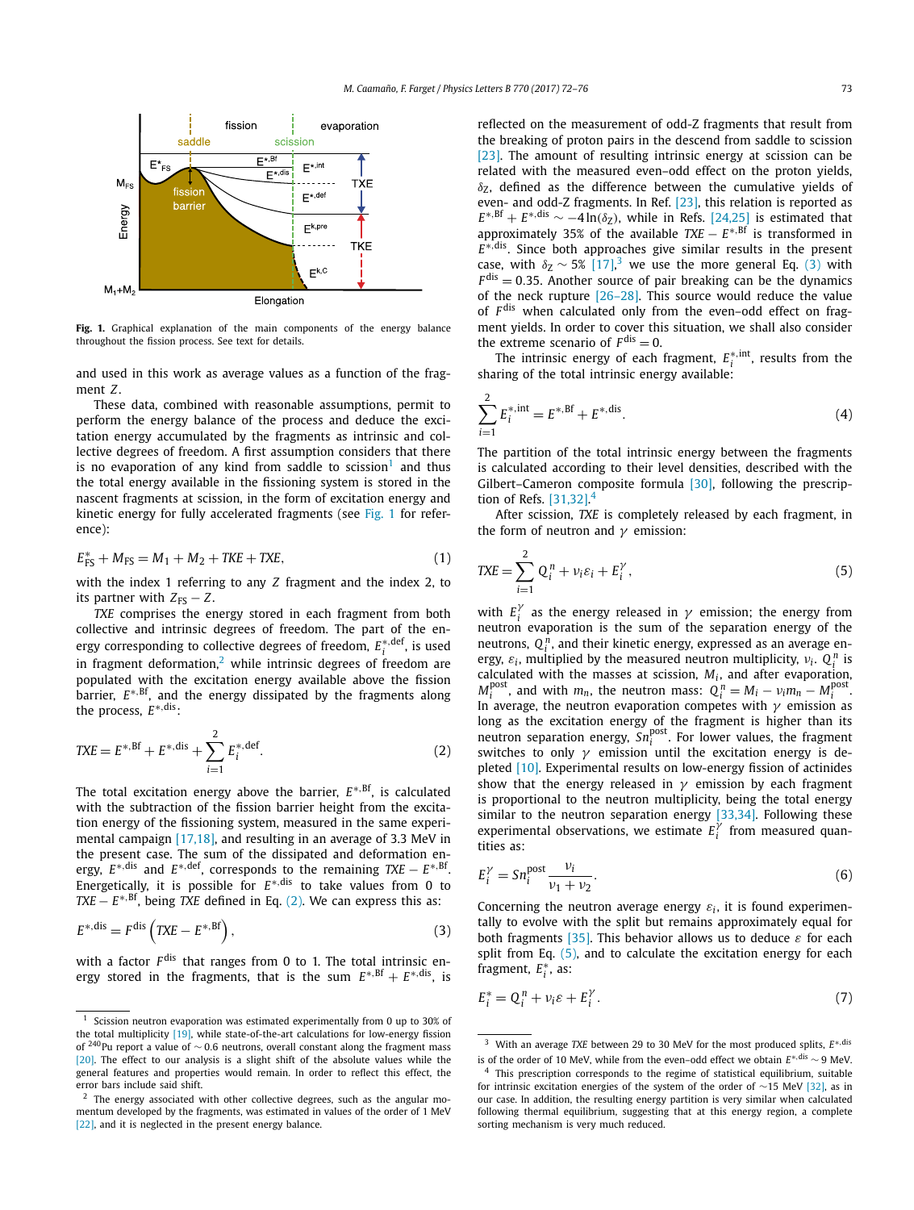Fig. 1. Graphical explanation of the main components of the energy balance throughout the fission process. See text for details.

and used in this work as average values as a function of the fragment $Z$.

These data, combined with reasonable assumptions, permit to perform the energy balance of the process and deduce the excitation energy accumulated by the fragments as intrinsic and collective degrees of freedom. A first assumption considers that there is no evaporation of any kind from saddle to scission[1] and thus the total energy available in the fissioning system is stored in the nascent fragments at scission, in the form of excitation energy and kinetic energy for fully accelerated fragments (see Fig. 1 for reference):

$$E^{*}_{\mathrm{FS}} + M_{\mathrm{FS}} = M_1 + M_2 + TKE + TXE, \tag{1}$$

with the index 1 referring to any $Z$ fragment and the index 2, to its partner with $Z_{\mathrm{FS}} - Z$.

*TXE* comprises the energy stored in each fragment from both collective and intrinsic degrees of freedom. The part of the energy corresponding to collective degrees of freedom, $E_i^{*,\mathrm{def}}$, is used in fragment deformation,[2] while intrinsic degrees of freedom are populated with the excitation energy available above the fission barrier, $E^{*,\mathrm{Bf}}$, and the energy dissipated by the fragments along the process, $E^{*,\mathrm{dis}}$:

$$TXE = E^{*,\mathrm{Bf}} + E^{*,\mathrm{dis}} + \sum_{i=1}^{2} E_i^{*,\mathrm{def}}. \tag{2}$$

The total excitation energy above the barrier, $E^{*,\mathrm{Bf}}$, is calculated with the subtraction of the fission barrier height from the excitation energy of the fissioning system, measured in the same experimental campaign [17,18], and resulting in an average of 3.3 MeV in the present case. The sum of the dissipated and deformation energy, $E^{*,\mathrm{dis}}$ and $E^{*,\mathrm{def}}$, corresponds to the remaining $TXE - E^{*,\mathrm{Bf}}$. Energetically, it is possible for $E^{*,\mathrm{dis}}$ to take values from 0 to $TXE - E^{*,\mathrm{Bf}}$, being *TXE* defined in Eq. (2). We can express this as:

$$E^{*,\mathrm{dis}} = F^{\mathrm{dis}}\left(TXE - E^{*,\mathrm{Bf}}\right), \tag{3}$$

with a factor $F^{\mathrm{dis}}$ that ranges from 0 to 1. The total intrinsic energy stored in the fragments, that is the sum $E^{*,\mathrm{Bf}} + E^{*,\mathrm{dis}}$, is reflected on the measurement of odd-$Z$ fragments that result from the breaking of proton pairs in the descend from saddle to scission [23]. The amount of resulting intrinsic energy at scission can be related with the measured even–odd effect on the proton yields, $\delta_Z$, defined as the difference between the cumulative yields of even- and odd-$Z$ fragments. In Ref. [23], this relation is reported as $E^{*,\mathrm{Bf}} + E^{*,\mathrm{dis}} \sim -4\ln(\delta_Z)$, while in Refs. [24,25] is estimated that approximately 35% of the available $TXE - E^{*,\mathrm{Bf}}$ is transformed in $E^{*,\mathrm{dis}}$. Since both approaches give similar results in the present case, with $\delta_Z \sim 5\%$ [17],[3] we use the more general Eq. (3) with $F^{\mathrm{dis}} = 0.35$. Another source of pair breaking can be the dynamics of the neck rupture [26–28]. This source would reduce the value of $F^{\mathrm{dis}}$ when calculated only from the even–odd effect on fragment yields. In order to cover this situation, we shall also consider the extreme scenario of $F^{\mathrm{dis}} = 0$.

The intrinsic energy of each fragment, $E_i^{*,\mathrm{int}}$, results from the sharing of the total intrinsic energy available:

$$\sum_{i=1}^{2} E_i^{*,\mathrm{int}} = E^{*,\mathrm{Bf}} + E^{*,\mathrm{dis}}. \tag{4}$$

The partition of the total intrinsic energy between the fragments is calculated according to their level densities, described with the Gilbert–Cameron composite formula [30], following the prescription of Refs. [31,32].[4]

After scission, *TXE* is completely released by each fragment, in the form of neutron and $\gamma$ emission:

$$TXE = \sum_{i=1}^{2} Q_i^n + \nu_i \varepsilon_i + E_i^{\gamma}, \tag{5}$$

with $E_i^{\gamma}$ as the energy released in $\gamma$ emission; the energy from neutron evaporation is the sum of the separation energy of the neutrons, $Q_i^n$, and their kinetic energy, expressed as an average energy, $\varepsilon_i$, multiplied by the measured neutron multiplicity, $\nu_i$. $Q_i^n$ is calculated with the masses at scission, $M_i$, and after evaporation, $M_i^{\mathrm{post}}$, and with $m_n$, the neutron mass: $Q_i^n = M_i - \nu_i m_n - M_i^{\mathrm{post}}$. In average, the neutron evaporation competes with $\gamma$ emission as long as the excitation energy of the fragment is higher than its neutron separation energy, $Sn_i^{\mathrm{post}}$. For lower values, the fragment switches to only $\gamma$ emission until the excitation energy is depleted [10]. Experimental results on low-energy fission of actinides show that the energy released in $\gamma$ emission by each fragment is proportional to the neutron multiplicity, being the total energy similar to the neutron separation energy [33,34]. Following these experimental observations, we estimate $E_i^{\gamma}$ from measured quantities as:

$$E_i^{\gamma} = Sn_i^{\mathrm{post}} \frac{\nu_i}{\nu_1 + \nu_2}. \tag{6}$$

Concerning the neutron average energy $\varepsilon_i$, it is found experimentally to evolve with the split but remains approximately equal for both fragments [35]. This behavior allows us to deduce $\varepsilon$ for each split from Eq. (5), and to calculate the excitation energy for each fragment, $E_i^{*}$, as:

$$E_i^{*} = Q_i^n + \nu_i \varepsilon + E_i^{\gamma}. \tag{7}$$

---

[1] Scission neutron evaporation was estimated experimentally from 0 up to 30% of the total multiplicity [19], while state-of-the-art calculations for low-energy fission of $^{240}$Pu report a value of ∼0.6 neutrons, overall constant along the fragment mass [20]. The effect to our analysis is a slight shift of the absolute values while the general features and properties would remain. In order to reflect this effect, the error bars include said shift.

[2] The energy associated with other collective degrees, such as the angular momentum developed by the fragments, was estimated in values of the order of 1 MeV [22], and it is neglected in the present energy balance.

[3] With an average *TXE* between 29 to 30 MeV for the most produced splits, $E^{*,\mathrm{dis}}$ is of the order of 10 MeV, while from the even–odd effect we obtain $E^{*,\mathrm{dis}} \sim 9$ MeV.

[4] This prescription corresponds to the regime of statistical equilibrium, suitable for intrinsic excitation energies of the system of the order of ∼15 MeV [32], as in our case. In addition, the resulting energy partition is very similar when calculated following thermal equilibrium, suggesting that at this energy region, a complete sorting mechanism is very much reduced.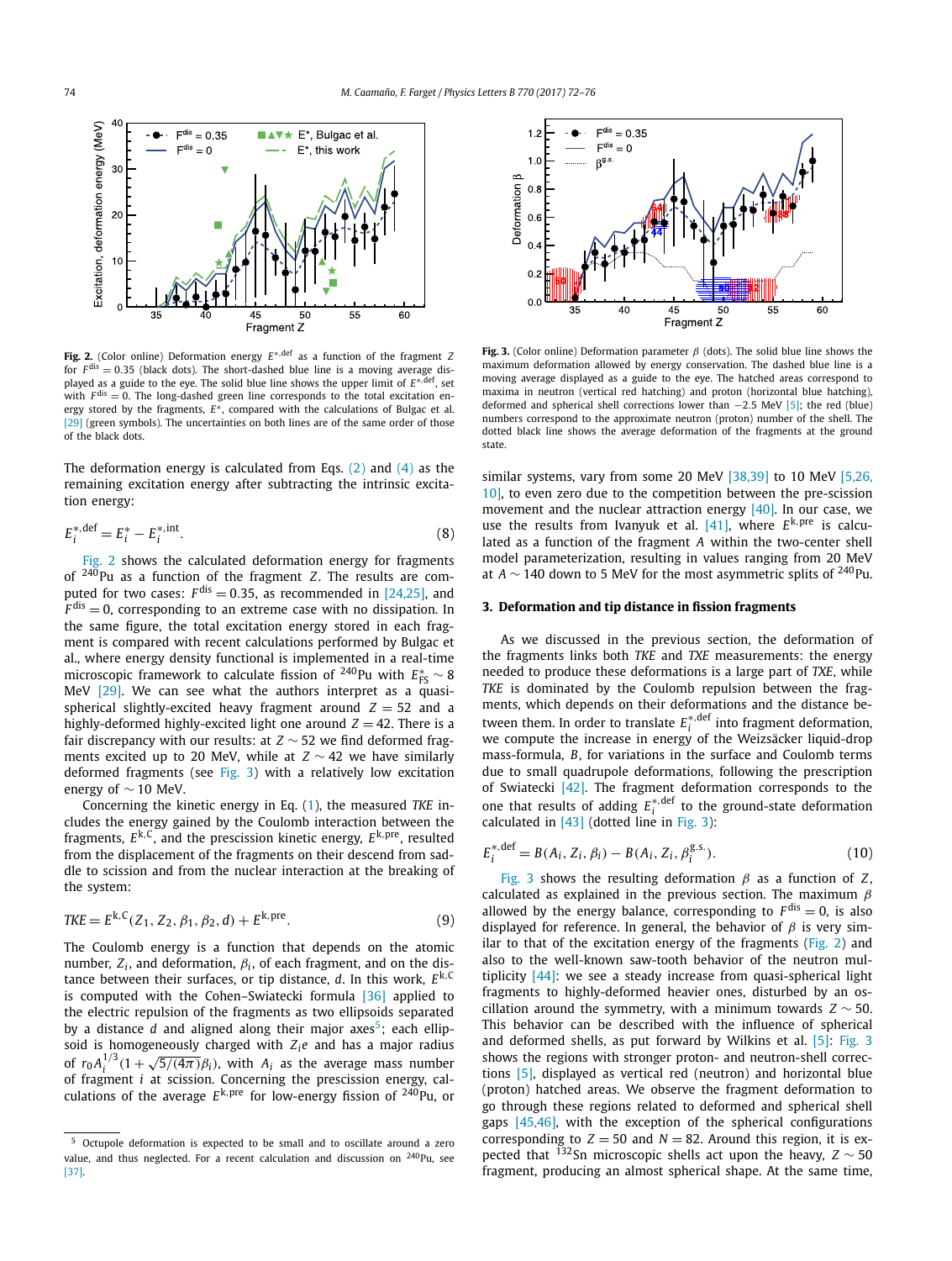**Fig. 2.** (Color online) Deformation energy $E^{*,\mathrm{def}}$ as a function of the fragment $Z$ for $F^{\mathrm{dis}} = 0.35$ (black dots). The short-dashed blue line is a moving average displayed as a guide to the eye. The solid blue line shows the upper limit of $E^{*,\mathrm{def}}$, set with $F^{\mathrm{dis}} = 0$. The long-dashed green line corresponds to the total excitation energy stored by the fragments, $E^*$, compared with the calculations of Bulgac et al. [29] (green symbols). The uncertainties on both lines are of the same order of those of the black dots.

The deformation energy is calculated from Eqs. (2) and (4) as the remaining excitation energy after subtracting the intrinsic excitation energy:

$$E_i^{*,\mathrm{def}} = E_i^* - E_i^{*,\mathrm{int}}. \tag{8}$$

Fig. 2 shows the calculated deformation energy for fragments of $^{240}$Pu as a function of the fragment $Z$. The results are computed for two cases: $F^{\mathrm{dis}} = 0.35$, as recommended in [24,25], and $F^{\mathrm{dis}} = 0$, corresponding to an extreme case with no dissipation. In the same figure, the total excitation energy stored in each fragment is compared with recent calculations performed by Bulgac et al., where energy density functional is implemented in a real-time microscopic framework to calculate fission of $^{240}$Pu with $E^*_{\mathrm{FS}} \sim 8$ MeV [29]. We can see what the authors interpret as a quasi-spherical slightly-excited heavy fragment around $Z = 52$ and a highly-deformed highly-excited light one around $Z = 42$. There is a fair discrepancy with our results: at $Z \sim 52$ we find deformed fragments excited up to 20 MeV, while at $Z \sim 42$ we have similarly deformed fragments (see Fig. 3) with a relatively low excitation energy of $\sim 10$ MeV.

Concerning the kinetic energy in Eq. (1), the measured *TKE* includes the energy gained by the Coulomb interaction between the fragments, $E^{\mathrm{k,C}}$, and the prescission kinetic energy, $E^{\mathrm{k,pre}}$, resulted from the displacement of the fragments on their descend from saddle to scission and from the nuclear interaction at the breaking of the system:

$$TKE = E^{\mathrm{k,C}}(Z_1, Z_2, \beta_1, \beta_2, d) + E^{\mathrm{k,pre}}. \tag{9}$$

The Coulomb energy is a function that depends on the atomic number, $Z_i$, and deformation, $\beta_i$, of each fragment, and on the distance between their surfaces, or tip distance, $d$. In this work, $E^{\mathrm{k,C}}$ is computed with the Cohen–Swiatecki formula [36] applied to the electric repulsion of the fragments as two ellipsoids separated by a distance $d$ and aligned along their major axes[5]; each ellipsoid is homogeneously charged with $Z_i e$ and has a major radius of $r_0 A_i^{1/3}(1 + \sqrt{5/(4\pi)}\beta_i)$, with $A_i$ as the average mass number of fragment $i$ at scission. Concerning the prescission energy, calculations of the average $E^{\mathrm{k,pre}}$ for low-energy fission of $^{240}$Pu, or similar systems, vary from some 20 MeV [38,39] to 10 MeV [5,26,10], to even zero due to the competition between the pre-scission movement and the nuclear attraction energy [40]. In our case, we use the results from Ivanyuk et al. [41], where $E^{\mathrm{k,pre}}$ is calculated as a function of the fragment $A$ within the two-center shell model parameterization, resulting in values ranging from 20 MeV at $A \sim 140$ down to 5 MeV for the most asymmetric splits of $^{240}$Pu.

[5] Octupole deformation is expected to be small and to oscillate around a zero value, and thus neglected. For a recent calculation and discussion on $^{240}$Pu, see [37].

**Fig. 3.** (Color online) Deformation parameter $\beta$ (dots). The solid blue line shows the maximum deformation allowed by energy conservation. The dashed blue line is a moving average displayed as a guide to the eye. The hatched areas correspond to maxima in neutron (vertical red hatching) and proton (horizontal blue hatching), deformed and spherical shell corrections lower than $-2.5$ MeV [5]; the red (blue) numbers correspond to the approximate neutron (proton) number of the shell. The dotted black line shows the average deformation of the fragments at the ground state.

## 3. Deformation and tip distance in fission fragments

As we discussed in the previous section, the deformation of the fragments links both *TKE* and *TXE* measurements: the energy needed to produce these deformations is a large part of *TXE*, while *TKE* is dominated by the Coulomb repulsion between the fragments, which depends on their deformations and the distance between them. In order to translate $E_i^{*,\mathrm{def}}$ into fragment deformation, we compute the increase in energy of the Weizsäcker liquid-drop mass-formula, $B$, for variations in the surface and Coulomb terms due to small quadrupole deformations, following the prescription of Swiatecki [42]. The fragment deformation corresponds to the one that results of adding $E_i^{*,\mathrm{def}}$ to the ground-state deformation calculated in [43] (dotted line in Fig. 3):

$$E_i^{*,\mathrm{def}} = B(A_i, Z_i, \beta_i) - B(A_i, Z_i, \beta_i^{\mathrm{g.s.}}). \tag{10}$$

Fig. 3 shows the resulting deformation $\beta$ as a function of $Z$, calculated as explained in the previous section. The maximum $\beta$ allowed by the energy balance, corresponding to $F^{\mathrm{dis}} = 0$, is also displayed for reference. In general, the behavior of $\beta$ is very similar to that of the excitation energy of the fragments (Fig. 2) and also to the well-known saw-tooth behavior of the neutron multiplicity [44]: we see a steady increase from quasi-spherical light fragments to highly-deformed heavier ones, disturbed by an oscillation around the symmetry, with a minimum towards $Z \sim 50$. This behavior can be described with the influence of spherical and deformed shells, as put forward by Wilkins et al. [5]: Fig. 3 shows the regions with stronger proton- and neutron-shell corrections [5], displayed as vertical red (neutron) and horizontal blue (proton) hatched areas. We observe the fragment deformation to go through these regions related to deformed and spherical shell gaps [45,46], with the exception of the spherical configurations corresponding to $Z = 50$ and $N = 82$. Around this region, it is expected that $^{132}$Sn microscopic shells act upon the heavy, $Z \sim 50$ fragment, producing an almost spherical shape. At the same time,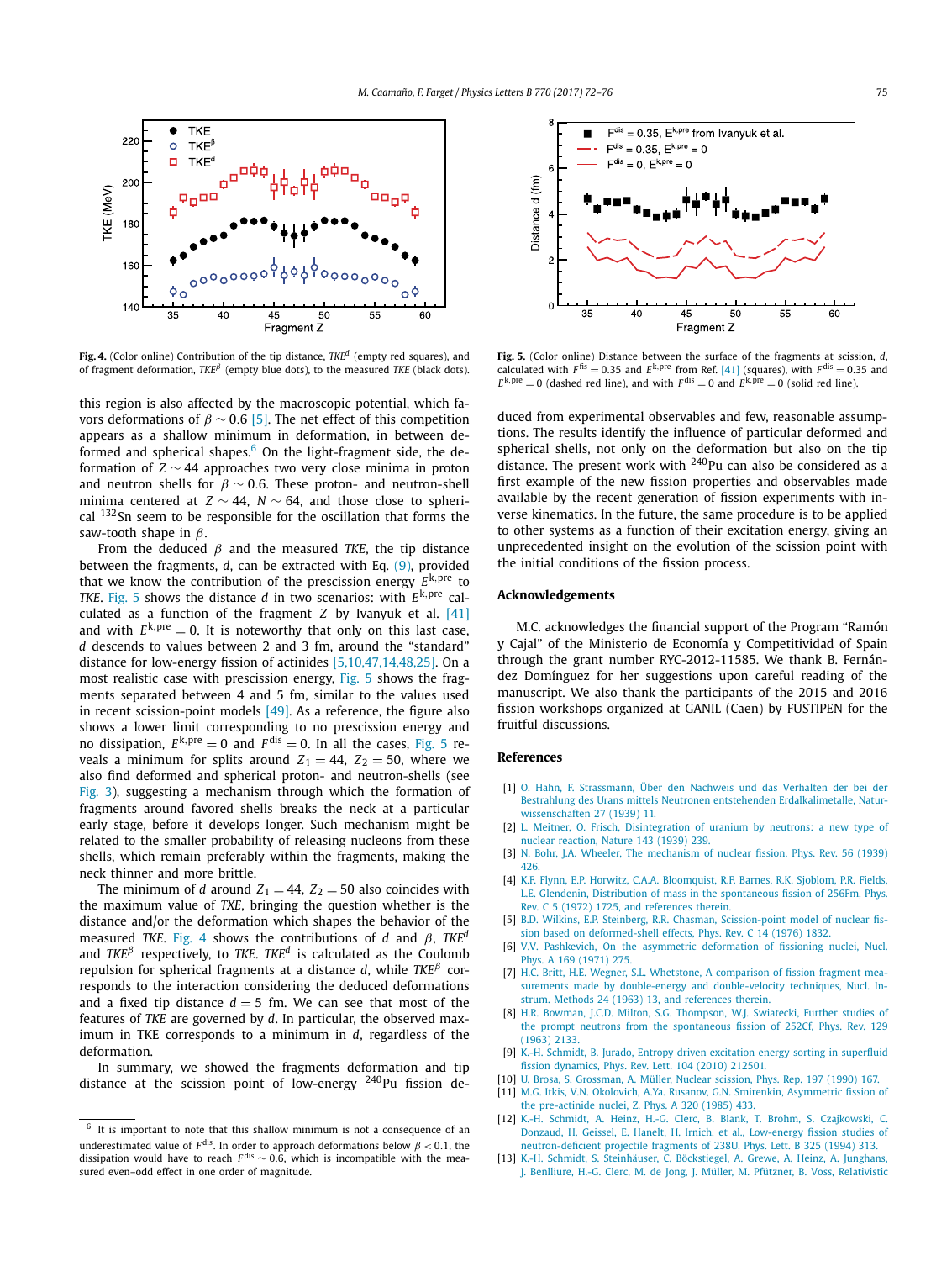**Fig. 4.** (Color online) Contribution of the tip distance, $TKE^d$ (empty red squares), and of fragment deformation, $TKE^\beta$ (empty blue dots), to the measured $TKE$ (black dots).

**Fig. 5.** (Color online) Distance between the surface of the fragments at scission, $d$, calculated with $F^{\rm fis} = 0.35$ and $E^{\rm k,pre}$ from Ref. [41] (squares), with $F^{\rm dis} = 0.35$ and $E^{\rm k,pre} = 0$ (dashed red line), and with $F^{\rm dis} = 0$ and $E^{\rm k,pre} = 0$ (solid red line).

this region is also affected by the macroscopic potential, which favors deformations of $\beta \sim 0.6$ [5]. The net effect of this competition appears as a shallow minimum in deformation, in between deformed and spherical shapes.[6] On the light-fragment side, the deformation of $Z \sim 44$ approaches two very close minima in proton and neutron shells for $\beta \sim 0.6$. These proton- and neutron-shell minima centered at $Z \sim 44$, $N \sim 64$, and those close to spherical $^{132}$Sn seem to be responsible for the oscillation that forms the saw-tooth shape in $\beta$.

From the deduced $\beta$ and the measured $TKE$, the tip distance between the fragments, $d$, can be extracted with Eq. (9), provided that we know the contribution of the prescission energy $E^{\rm k,pre}$ to $TKE$. Fig. 5 shows the distance $d$ in two scenarios: with $E^{\rm k,pre}$ calculated as a function of the fragment $Z$ by Ivanyuk et al. [41] and with $E^{\rm k,pre} = 0$. It is noteworthy that only on this last case, $d$ descends to values between 2 and 3 fm, around the "standard" distance for low-energy fission of actinides [5,10,47,14,48,25]. On a most realistic case with prescission energy, Fig. 5 shows the fragments separated between 4 and 5 fm, similar to the values used in recent scission-point models [49]. As a reference, the figure also shows a lower limit corresponding to no prescission energy and no dissipation, $E^{\rm k,pre} = 0$ and $F^{\rm dis} = 0$. In all the cases, Fig. 5 reveals a minimum for splits around $Z_1 = 44$, $Z_2 = 50$, where we also find deformed and spherical proton- and neutron-shells (see Fig. 3), suggesting a mechanism through which the formation of fragments around favored shells breaks the neck at a particular early stage, before it develops longer. Such mechanism might be related to the smaller probability of releasing nucleons from these shells, which remain preferably within the fragments, making the neck thinner and more brittle.

The minimum of $d$ around $Z_1 = 44$, $Z_2 = 50$ also coincides with the maximum value of $TXE$, bringing the question whether is the distance and/or the deformation which shapes the behavior of the measured $TKE$. Fig. 4 shows the contributions of $d$ and $\beta$, $TKE^d$ and $TKE^\beta$ respectively, to $TKE$. $TKE^d$ is calculated as the Coulomb repulsion for spherical fragments at a distance $d$, while $TKE^\beta$ corresponds to the interaction considering the deduced deformations and a fixed tip distance $d = 5$ fm. We can see that most of the features of $TKE$ are governed by $d$. In particular, the observed maximum in TKE corresponds to a minimum in $d$, regardless of the deformation.

In summary, we showed the fragments deformation and tip distance at the scission point of low-energy $^{240}$Pu fission deduced from experimental observables and few, reasonable assumptions. The results identify the influence of particular deformed and spherical shells, not only on the deformation but also on the tip distance. The present work with $^{240}$Pu can also be considered as a first example of the new fission properties and observables made available by the recent generation of fission experiments with inverse kinematics. In the future, the same procedure is to be applied to other systems as a function of their excitation energy, giving an unprecedented insight on the evolution of the scission point with the initial conditions of the fission process.

[6] It is important to note that this shallow minimum is not a consequence of an underestimated value of $F^{\rm dis}$. In order to approach deformations below $\beta < 0.1$, the dissipation would have to reach $F^{\rm dis} \sim 0.6$, which is incompatible with the measured even–odd effect in one order of magnitude.

## Acknowledgements

M.C. acknowledges the financial support of the Program "Ramón y Cajal" of the Ministerio de Economía y Competitividad of Spain through the grant number RYC-2012-11585. We thank B. Fernández Domínguez for her suggestions upon careful reading of the manuscript. We also thank the participants of the 2015 and 2016 fission workshops organized at GANIL (Caen) by FUSTIPEN for the fruitful discussions.

## References

[1] O. Hahn, F. Strassmann, Über den Nachweis und das Verhalten der bei der Bestrahlung des Urans mittels Neutronen entstehenden Erdalkalimetalle, Naturwissenschaften 27 (1939) 11.

[2] L. Meitner, O. Frisch, Disintegration of uranium by neutrons: a new type of nuclear reaction, Nature 143 (1939) 239.

[3] N. Bohr, J.A. Wheeler, The mechanism of nuclear fission, Phys. Rev. 56 (1939) 426.

[4] K.F. Flynn, E.P. Horwitz, C.A.A. Bloomquist, R.F. Barnes, R.K. Sjoblom, P.R. Fields, L.E. Glendenin, Distribution of mass in the spontaneous fission of 256Fm, Phys. Rev. C 5 (1972) 1725, and references therein.

[5] B.D. Wilkins, E.P. Steinberg, R.R. Chasman, Scission-point model of nuclear fission based on deformed-shell effects, Phys. Rev. C 14 (1976) 1832.

[6] V.V. Pashkevich, On the asymmetric deformation of fissioning nuclei, Nucl. Phys. A 169 (1971) 275.

[7] H.C. Britt, H.E. Wegner, S.L. Whetstone, A comparison of fission fragment measurements made by double-energy and double-velocity techniques, Nucl. Instrum. Methods 24 (1963) 13, and references therein.

[8] H.R. Bowman, J.C.D. Milton, S.G. Thompson, W.J. Swiatecki, Further studies of the prompt neutrons from the spontaneous fission of 252Cf, Phys. Rev. 129 (1963) 2133.

[9] K.-H. Schmidt, B. Jurado, Entropy driven excitation energy sorting in superfluid fission dynamics, Phys. Rev. Lett. 104 (2010) 212501.

[10] U. Brosa, S. Grossman, A. Müller, Nuclear scission, Phys. Rep. 197 (1990) 167.

[11] M.G. Itkis, V.N. Okolovich, A.Ya. Rusanov, G.N. Smirenkin, Asymmetric fission of the pre-actinide nuclei, Z. Phys. A 320 (1985) 433.

[12] K.-H. Schmidt, A. Heinz, H.-G. Clerc, B. Blank, T. Brohm, S. Czajkowski, C. Donzaud, H. Geissel, E. Hanelt, H. Irnich, et al., Low-energy fission studies of neutron-deficient projectile fragments of 238U, Phys. Lett. B 325 (1994) 313.

[13] K.-H. Schmidt, S. Steinhäuser, C. Böckstiegel, A. Grewe, A. Heinz, A. Junghans, J. Benlliure, H.-G. Clerc, M. de Jong, J. Müller, M. Pfützner, B. Voss, Relativistic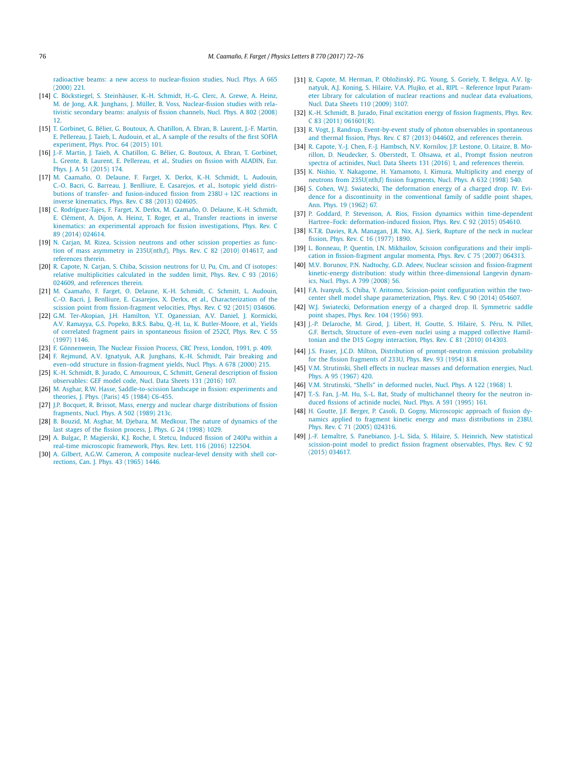radioactive beams: a new access to nuclear-fission studies, Nucl. Phys. A 665 (2000) 221.

[14] C. Böckstiegel, S. Steinhäuser, K.-H. Schmidt, H.-G. Clerc, A. Grewe, A. Heinz, M. de Jong, A.R. Junghans, J. Müller, B. Voss, Nuclear-fission studies with relativistic secondary beams: analysis of fission channels, Nucl. Phys. A 802 (2008) 12.

[15] T. Gorbinet, G. Bélier, G. Boutoux, A. Chatillon, A. Ebran, B. Laurent, J.-F. Martin, E. Pellereau, J. Taieb, L. Audouin, et al., A sample of the results of the first SOFIA experiment, Phys. Proc. 64 (2015) 101.

[16] J.-F. Martin, J. Taieb, A. Chatillon, G. Bélier, G. Boutoux, A. Ebran, T. Gorbinet, L. Grente, B. Laurent, E. Pellereau, et al., Studies on fission with ALADIN, Eur. Phys. J. A 51 (2015) 174.

[17] M. Caamaño, O. Delaune, F. Farget, X. Derkx, K.-H. Schmidt, L. Audouin, C.-O. Bacri, G. Barreau, J. Benlliure, E. Casarejos, et al., Isotopic yield distributions of transfer- and fusion-induced fission from 238U + 12C reactions in inverse kinematics, Phys. Rev. C 88 (2013) 024605.

[18] C. Rodríguez-Tajes, F. Farget, X. Derkx, M. Caamaño, O. Delaune, K.-H. Schmidt, E. Clément, A. Dijon, A. Heinz, T. Roger, et al., Transfer reactions in inverse kinematics: an experimental approach for fission investigations, Phys. Rev. C 89 (2014) 024614.

[19] N. Carjan, M. Rizea, Scission neutrons and other scission properties as function of mass asymmetry in 235U(nth,f), Phys. Rev. C 82 (2010) 014617, and references therein.

[20] R. Capote, N. Carjan, S. Chiba, Scission neutrons for U, Pu, Cm, and Cf isotopes: relative multiplicities calculated in the sudden limit, Phys. Rev. C 93 (2016) 024609, and references therein.

[21] M. Caamaño, F. Farget, O. Delaune, K.-H. Schmidt, C. Schmitt, L. Audouin, C.-O. Bacri, J. Benlliure, E. Casarejos, X. Derkx, et al., Characterization of the scission point from fission-fragment velocities, Phys. Rev. C 92 (2015) 034606.

[22] G.M. Ter-Akopian, J.H. Hamilton, Y.T. Oganessian, A.V. Daniel, J. Kormicki, A.V. Ramayya, G.S. Popeko, B.R.S. Babu, Q.-H. Lu, K. Butler-Moore, et al., Yields of correlated fragment pairs in spontaneous fission of 252Cf, Phys. Rev. C 55 (1997) 1146.

[23] F. Gönnenwein, The Nuclear Fission Process, CRC Press, London, 1991, p. 409.

[24] F. Rejmund, A.V. Ignatyuk, A.R. Junghans, K.-H. Schmidt, Pair breaking and even–odd structure in fission-fragment yields, Nucl. Phys. A 678 (2000) 215.

[25] K.-H. Schmidt, B. Jurado, C. Amouroux, C. Schmitt, General description of fission observables: GEF model code, Nucl. Data Sheets 131 (2016) 107.

[26] M. Asghar, R.W. Hasse, Saddle-to-scission landscape in fission: experiments and theories, J. Phys. (Paris) 45 (1984) C6-455.

[27] J.P. Bocquet, R. Brissot, Mass, energy and nuclear charge distributions of fission fragments, Nucl. Phys. A 502 (1989) 213c.

[28] B. Bouzid, M. Asghar, M. Djebara, M. Medkour, The nature of dynamics of the last stages of the fission process, J. Phys. G 24 (1998) 1029.

[29] A. Bulgac, P. Magierski, K.J. Roche, I. Stetcu, Induced fission of 240Pu within a real-time microscopic framework, Phys. Rev. Lett. 116 (2016) 122504.

[30] A. Gilbert, A.G.W. Cameron, A composite nuclear-level density with shell corrections, Can. J. Phys. 43 (1965) 1446.

[31] R. Capote, M. Herman, P. Obložinský, P.G. Young, S. Goriely, T. Belgya, A.V. Ignatyuk, A.J. Koning, S. Hilaire, V.A. Plujko, et al., RIPL – Reference Input Parameter Library for calculation of nuclear reactions and nuclear data evaluations, Nucl. Data Sheets 110 (2009) 3107.

[32] K.-H. Schmidt, B. Jurado, Final excitation energy of fission fragments, Phys. Rev. C 83 (2011) 061601(R).

[33] R. Vogt, J. Randrup, Event-by-event study of photon observables in spontaneous and thermal fission, Phys. Rev. C 87 (2013) 044602, and references therein.

[34] R. Capote, Y.-J. Chen, F.-J. Hambsch, N.V. Kornilov, J.P. Lestone, O. Litaize, B. Morillon, D. Neudecker, S. Oberstedt, T. Ohsawa, et al., Prompt fission neutron spectra of actinides, Nucl. Data Sheets 131 (2016) 1, and references therein.

[35] K. Nishio, Y. Nakagome, H. Yamamoto, I. Kimura, Multiplicity and energy of neutrons from 235U(nth,f) fission fragments, Nucl. Phys. A 632 (1998) 540.

[36] S. Cohen, W.J. Swiatecki, The deformation energy of a charged drop. IV. Evidence for a discontinuity in the conventional family of saddle point shapes, Ann. Phys. 19 (1962) 67.

[37] P. Goddard, P. Stevenson, A. Rios, Fission dynamics within time-dependent Hartree–Fock: deformation-induced fission, Phys. Rev. C 92 (2015) 054610.

[38] K.T.R. Davies, R.A. Managan, J.R. Nix, A.J. Sierk, Rupture of the neck in nuclear fission, Phys. Rev. C 16 (1977) 1890.

[39] L. Bonneau, P. Quentin, I.N. Mikhailov, Scission configurations and their implication in fission-fragment angular momenta, Phys. Rev. C 75 (2007) 064313.

[40] M.V. Borunov, P.N. Nadtochy, G.D. Adeev, Nuclear scission and fission-fragment kinetic-energy distribution: study within three-dimensional Langevin dynamics, Nucl. Phys. A 799 (2008) 56.

[41] F.A. Ivanyuk, S. Chiba, Y. Aritomo, Scission-point configuration within the two-center shell model shape parameterization, Phys. Rev. C 90 (2014) 054607.

[42] W.J. Swiatecki, Deformation energy of a charged drop. II. Symmetric saddle point shapes, Phys. Rev. 104 (1956) 993.

[43] J.-P. Delaroche, M. Girod, J. Libert, H. Goutte, S. Hilaire, S. Péru, N. Pillet, G.F. Bertsch, Structure of even–even nuclei using a mapped collective Hamiltonian and the D1S Gogny interaction, Phys. Rev. C 81 (2010) 014303.

[44] J.S. Fraser, J.C.D. Milton, Distribution of prompt-neutron emission probability for the fission fragments of 233U, Phys. Rev. 93 (1954) 818.

[45] V.M. Strutinski, Shell effects in nuclear masses and deformation energies, Nucl. Phys. A 95 (1967) 420.

[46] V.M. Strutinski, "Shells" in deformed nuclei, Nucl. Phys. A 122 (1968) 1.

[47] T.-S. Fan, J.-M. Hu, S.-L. Bat, Study of multichannel theory for the neutron induced fissions of actinide nuclei, Nucl. Phys. A 591 (1995) 161.

[48] H. Goutte, J.F. Berger, P. Casoli, D. Gogny, Microscopic approach of fission dynamics applied to fragment kinetic energy and mass distributions in 238U, Phys. Rev. C 71 (2005) 024316.

[49] J.-F. Lemaître, S. Panebianco, J.-L. Sida, S. Hilaire, S. Heinrich, New statistical scission-point model to predict fission fragment observables, Phys. Rev. C 92 (2015) 034617.